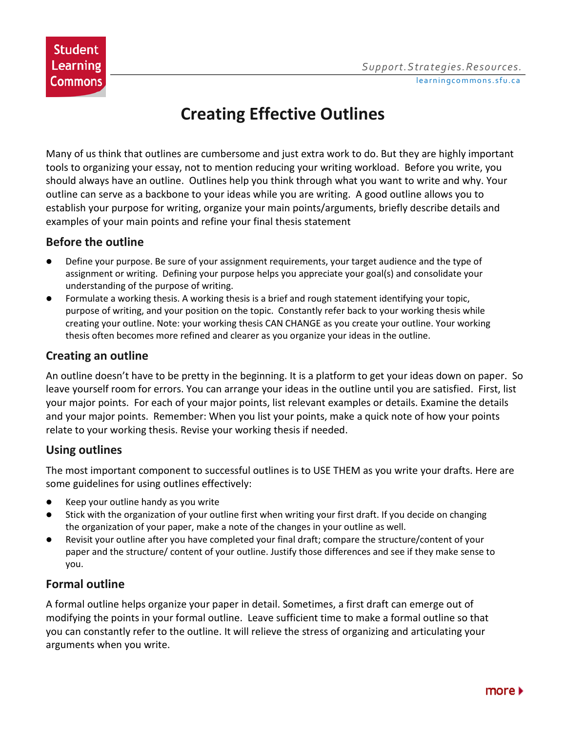# Creating Effective Outlines

Many of us think that outlines are cumbersome and just extra work to do. But they are highly important tools to organizing your essay, not to mention reducing your writing workload. Before you write, you should always have an outline. Outlines help you think through what you want to write and why. Your outline can serve as a backbone to your ideas while you are writing. A good outline allows you to establish your purpose for writing, organize your main points/arguments, briefly describe details and examples of your main points and refine your final thesis statement

## Before the outline

- Define your purpose. Be sure of your assignment requirements, your target audience and the type of assignment or writing. Defining your purpose helps you appreciate your goal(s) and consolidate your understanding of the purpose of writing.
- Formulate a working thesis. A working thesis is a brief and rough statement identifying your topic, purpose of writing, and your position on the topic. Constantly refer back to your working thesis while creating your outline. Note: your working thesis CAN CHANGE as you create your outline. Your working thesis often becomes more refined and clearer as you organize your ideas in the outline.

## Creating an outline

An outline doesn't have to be pretty in the beginning. It is a platform to get your ideas down on paper. So leave yourself room for errors. You can arrange your ideas in the outline until you are satisfied. First, list your major points. For each of your major points, list relevant examples or details. Examine the details and your major points. Remember: When you list your points, make a quick note of how your points relate to your working thesis. Revise your working thesis if needed.

## Using outlines

The most important component to successful outlines is to USE THEM as you write your drafts. Here are some guidelines for using outlines effectively:

- Keep your outline handy as you write
- Stick with the organization of your outline first when writing your first draft. If you decide on changing the organization of your paper, make a note of the changes in your outline as well.
- Revisit your outline after you have completed your final draft; compare the structure/content of your paper and the structure/ content of your outline. Justify those differences and see if they make sense to you.

## Formal outline

A formal outline helps organize your paper in detail. Sometimes, a first draft can emerge out of modifying the points in your formal outline. Leave sufficient time to make a formal outline so that you can constantly refer to the outline. It will relieve the stress of organizing and articulating your arguments when you write.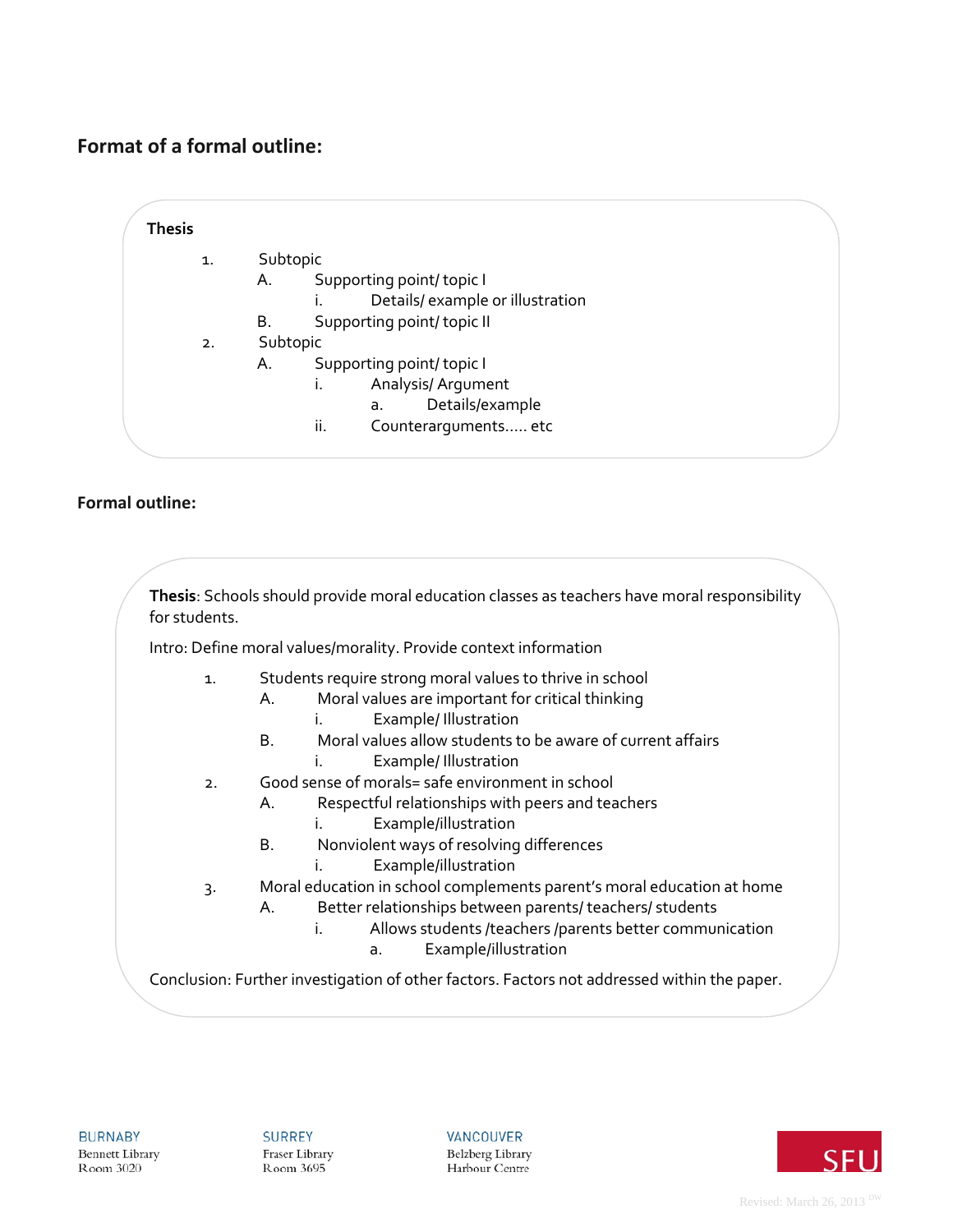## Format of a formal outline:

**Thesis**

1. Subtopic
    - A. Supporting point/ topic I
        - i. Details/ example or illustration
    - B. Supporting point/ topic II
2. Subtopic
    - A. Supporting point/ topic I
        - i. Analysis/ Argument
            - a. Details/example
        - ii. Counterarguments..... etc

**Formal outline:**

**Thesis**: Schools should provide moral education classes as teachers have moral responsibility for students.

Intro: Define moral values/morality. Provide context information

1. Students require strong moral values to thrive in school
    - A. Moral values are important for critical thinking
        - i. Example/ Illustration
    - B. Moral values allow students to be aware of current affairs
        - i. Example/ Illustration
2. Good sense of morals= safe environment in school
    - A. Respectful relationships with peers and teachers
        - i. Example/illustration
    - B. Nonviolent ways of resolving differences
        - i. Example/illustration
3. Moral education in school complements parent's moral education at home
    - A. Better relationships between parents/ teachers/ students
        - i. Allows students /teachers /parents better communication
            - a. Example/illustration

Conclusion: Further investigation of other factors. Factors not addressed within the paper.

BURNABY
Bennett Library
Room 3020

SURREY
Fraser Library
Room 3695

VANCOUVER
Belzberg Library
Harbour Centre

SFU

Revised: March 26, 2013 DW